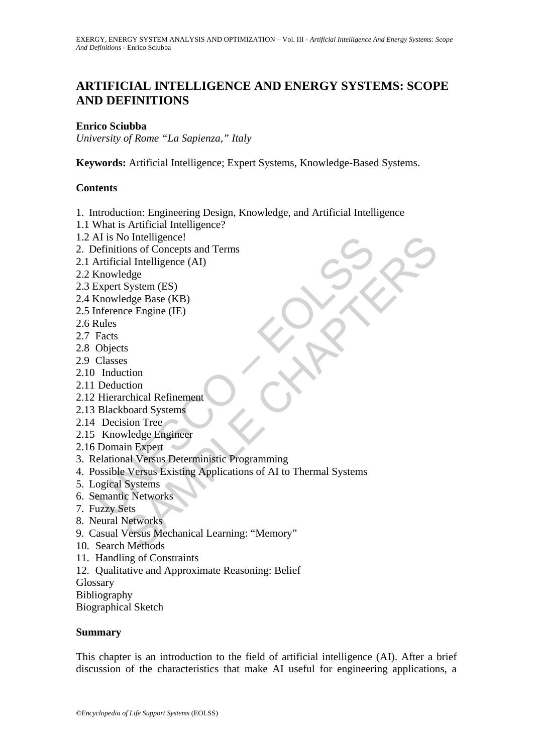# ARTIFICIAL INTELLIGENCE AND ENERGY SYSTEMS: SCOPE AND DEFINITIONS

**Enrico Sciubba**

*University of Rome "La Sapienza," Italy*

**Keywords:** Artificial Intelligence; Expert Systems, Knowledge-Based Systems.

## Contents

1. Introduction: Engineering Design, Knowledge, and Artificial Intelligence
1.1 What is Artificial Intelligence?
1.2 AI is No Intelligence!
2. Definitions of Concepts and Terms
2.1 Artificial Intelligence (AI)
2.2 Knowledge
2.3 Expert System (ES)
2.4 Knowledge Base (KB)
2.5 Inference Engine (IE)
2.6 Rules
2.7 Facts
2.8 Objects
2.9 Classes
2.10 Induction
2.11 Deduction
2.12 Hierarchical Refinement
2.13 Blackboard Systems
2.14 Decision Tree
2.15 Knowledge Engineer
2.16 Domain Expert
3. Relational Versus Deterministic Programming
4. Possible Versus Existing Applications of AI to Thermal Systems
5. Logical Systems
6. Semantic Networks
7. Fuzzy Sets
8. Neural Networks
9. Casual Versus Mechanical Learning: "Memory"
10. Search Methods
11. Handling of Constraints
12. Qualitative and Approximate Reasoning: Belief
Glossary
Bibliography
Biographical Sketch

## Summary

This chapter is an introduction to the field of artificial intelligence (AI). After a brief discussion of the characteristics that make AI useful for engineering applications, a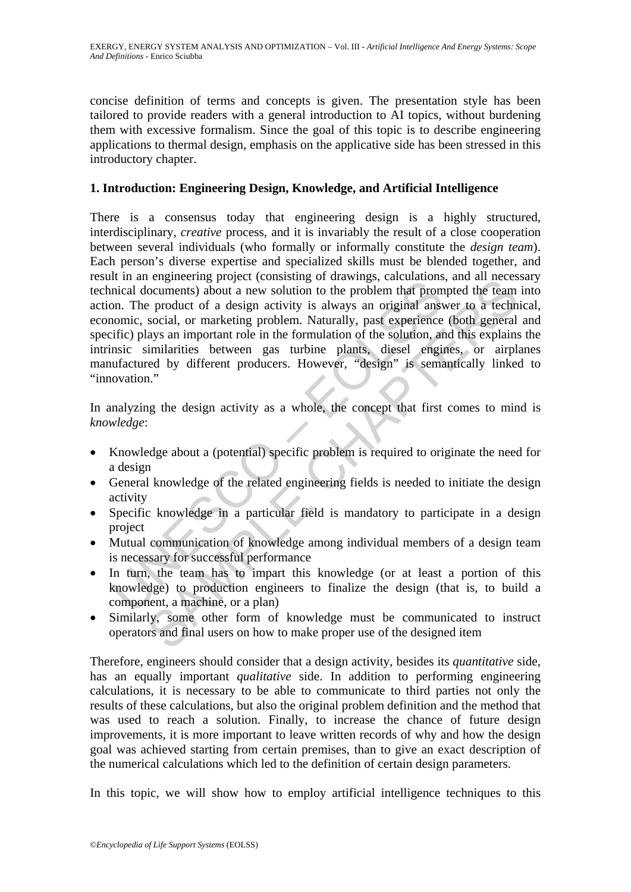concise definition of terms and concepts is given. The presentation style has been tailored to provide readers with a general introduction to AI topics, without burdening them with excessive formalism. Since the goal of this topic is to describe engineering applications to thermal design, emphasis on the applicative side has been stressed in this introductory chapter.

## 1. Introduction: Engineering Design, Knowledge, and Artificial Intelligence

There is a consensus today that engineering design is a highly structured, interdisciplinary, *creative* process, and it is invariably the result of a close cooperation between several individuals (who formally or informally constitute the *design team*). Each person's diverse expertise and specialized skills must be blended together, and result in an engineering project (consisting of drawings, calculations, and all necessary technical documents) about a new solution to the problem that prompted the team into action. The product of a design activity is always an original answer to a technical, economic, social, or marketing problem. Naturally, past experience (both general and specific) plays an important role in the formulation of the solution, and this explains the intrinsic similarities between gas turbine plants, diesel engines, or airplanes manufactured by different producers. However, "design" is semantically linked to "innovation."

In analyzing the design activity as a whole, the concept that first comes to mind is *knowledge*:

- Knowledge about a (potential) specific problem is required to originate the need for a design
- General knowledge of the related engineering fields is needed to initiate the design activity
- Specific knowledge in a particular field is mandatory to participate in a design project
- Mutual communication of knowledge among individual members of a design team is necessary for successful performance
- In turn, the team has to impart this knowledge (or at least a portion of this knowledge) to production engineers to finalize the design (that is, to build a component, a machine, or a plan)
- Similarly, some other form of knowledge must be communicated to instruct operators and final users on how to make proper use of the designed item

Therefore, engineers should consider that a design activity, besides its *quantitative* side, has an equally important *qualitative* side. In addition to performing engineering calculations, it is necessary to be able to communicate to third parties not only the results of these calculations, but also the original problem definition and the method that was used to reach a solution. Finally, to increase the chance of future design improvements, it is more important to leave written records of why and how the design goal was achieved starting from certain premises, than to give an exact description of the numerical calculations which led to the definition of certain design parameters.

In this topic, we will show how to employ artificial intelligence techniques to this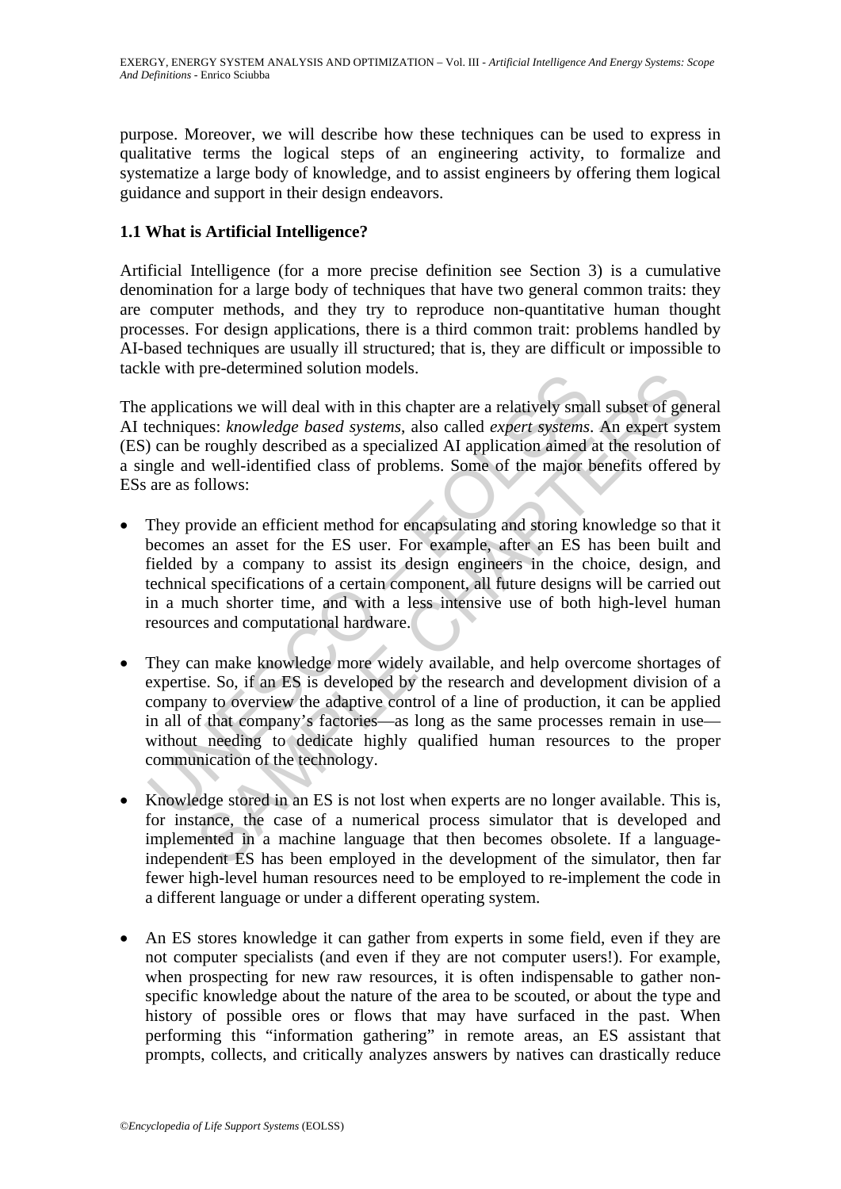purpose. Moreover, we will describe how these techniques can be used to express in qualitative terms the logical steps of an engineering activity, to formalize and systematize a large body of knowledge, and to assist engineers by offering them logical guidance and support in their design endeavors.

### 1.1 What is Artificial Intelligence?

Artificial Intelligence (for a more precise definition see Section 3) is a cumulative denomination for a large body of techniques that have two general common traits: they are computer methods, and they try to reproduce non-quantitative human thought processes. For design applications, there is a third common trait: problems handled by AI-based techniques are usually ill structured; that is, they are difficult or impossible to tackle with pre-determined solution models.

The applications we will deal with in this chapter are a relatively small subset of general AI techniques: *knowledge based systems*, also called *expert systems*. An expert system (ES) can be roughly described as a specialized AI application aimed at the resolution of a single and well-identified class of problems. Some of the major benefits offered by ESs are as follows:

- They provide an efficient method for encapsulating and storing knowledge so that it becomes an asset for the ES user. For example, after an ES has been built and fielded by a company to assist its design engineers in the choice, design, and technical specifications of a certain component, all future designs will be carried out in a much shorter time, and with a less intensive use of both high-level human resources and computational hardware.

- They can make knowledge more widely available, and help overcome shortages of expertise. So, if an ES is developed by the research and development division of a company to overview the adaptive control of a line of production, it can be applied in all of that company's factories—as long as the same processes remain in use—without needing to dedicate highly qualified human resources to the proper communication of the technology.

- Knowledge stored in an ES is not lost when experts are no longer available. This is, for instance, the case of a numerical process simulator that is developed and implemented in a machine language that then becomes obsolete. If a language-independent ES has been employed in the development of the simulator, then far fewer high-level human resources need to be employed to re-implement the code in a different language or under a different operating system.

- An ES stores knowledge it can gather from experts in some field, even if they are not computer specialists (and even if they are not computer users!). For example, when prospecting for new raw resources, it is often indispensable to gather non-specific knowledge about the nature of the area to be scouted, or about the type and history of possible ores or flows that may have surfaced in the past. When performing this "information gathering" in remote areas, an ES assistant that prompts, collects, and critically analyzes answers by natives can drastically reduce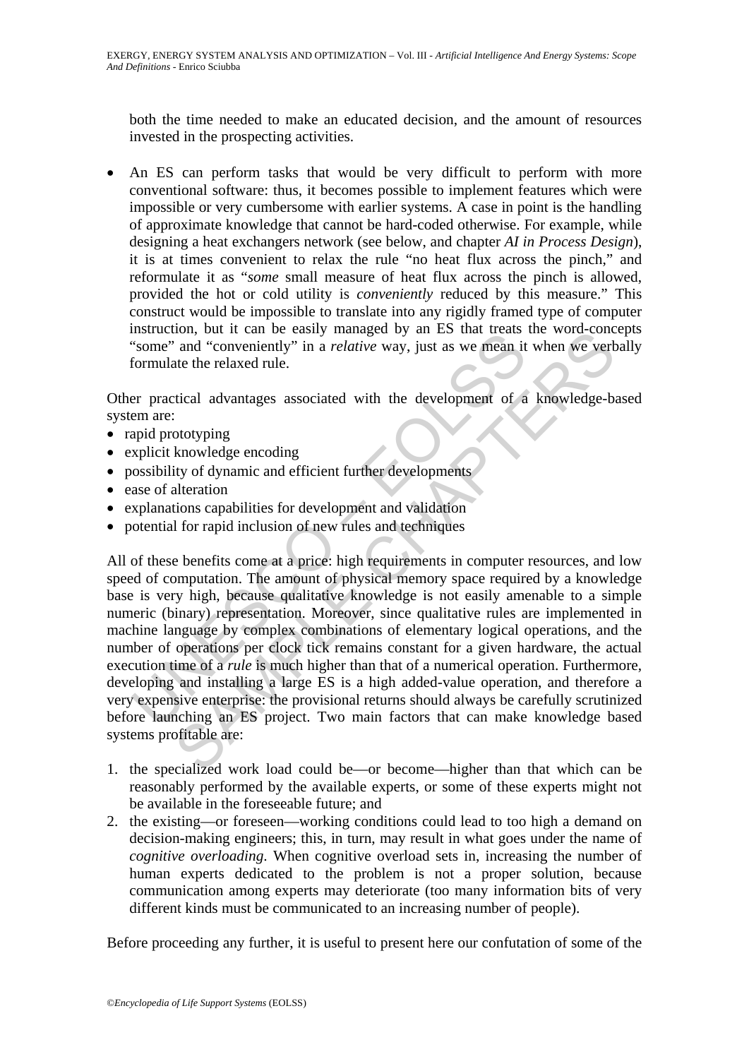both the time needed to make an educated decision, and the amount of resources invested in the prospecting activities.

- An ES can perform tasks that would be very difficult to perform with more conventional software: thus, it becomes possible to implement features which were impossible or very cumbersome with earlier systems. A case in point is the handling of approximate knowledge that cannot be hard-coded otherwise. For example, while designing a heat exchangers network (see below, and chapter *AI in Process Design*), it is at times convenient to relax the rule "no heat flux across the pinch," and reformulate it as "*some* small measure of heat flux across the pinch is allowed, provided the hot or cold utility is *conveniently* reduced by this measure." This construct would be impossible to translate into any rigidly framed type of computer instruction, but it can be easily managed by an ES that treats the word-concepts "some" and "conveniently" in a *relative* way, just as we mean it when we verbally formulate the relaxed rule.

Other practical advantages associated with the development of a knowledge-based system are:

- rapid prototyping
- explicit knowledge encoding
- possibility of dynamic and efficient further developments
- ease of alteration
- explanations capabilities for development and validation
- potential for rapid inclusion of new rules and techniques

All of these benefits come at a price: high requirements in computer resources, and low speed of computation. The amount of physical memory space required by a knowledge base is very high, because qualitative knowledge is not easily amenable to a simple numeric (binary) representation. Moreover, since qualitative rules are implemented in machine language by complex combinations of elementary logical operations, and the number of operations per clock tick remains constant for a given hardware, the actual execution time of a *rule* is much higher than that of a numerical operation. Furthermore, developing and installing a large ES is a high added-value operation, and therefore a very expensive enterprise: the provisional returns should always be carefully scrutinized before launching an ES project. Two main factors that can make knowledge based systems profitable are:

1. the specialized work load could be—or become—higher than that which can be reasonably performed by the available experts, or some of these experts might not be available in the foreseeable future; and
2. the existing—or foreseen—working conditions could lead to too high a demand on decision-making engineers; this, in turn, may result in what goes under the name of *cognitive overloading*. When cognitive overload sets in, increasing the number of human experts dedicated to the problem is not a proper solution, because communication among experts may deteriorate (too many information bits of very different kinds must be communicated to an increasing number of people).

Before proceeding any further, it is useful to present here our confutation of some of the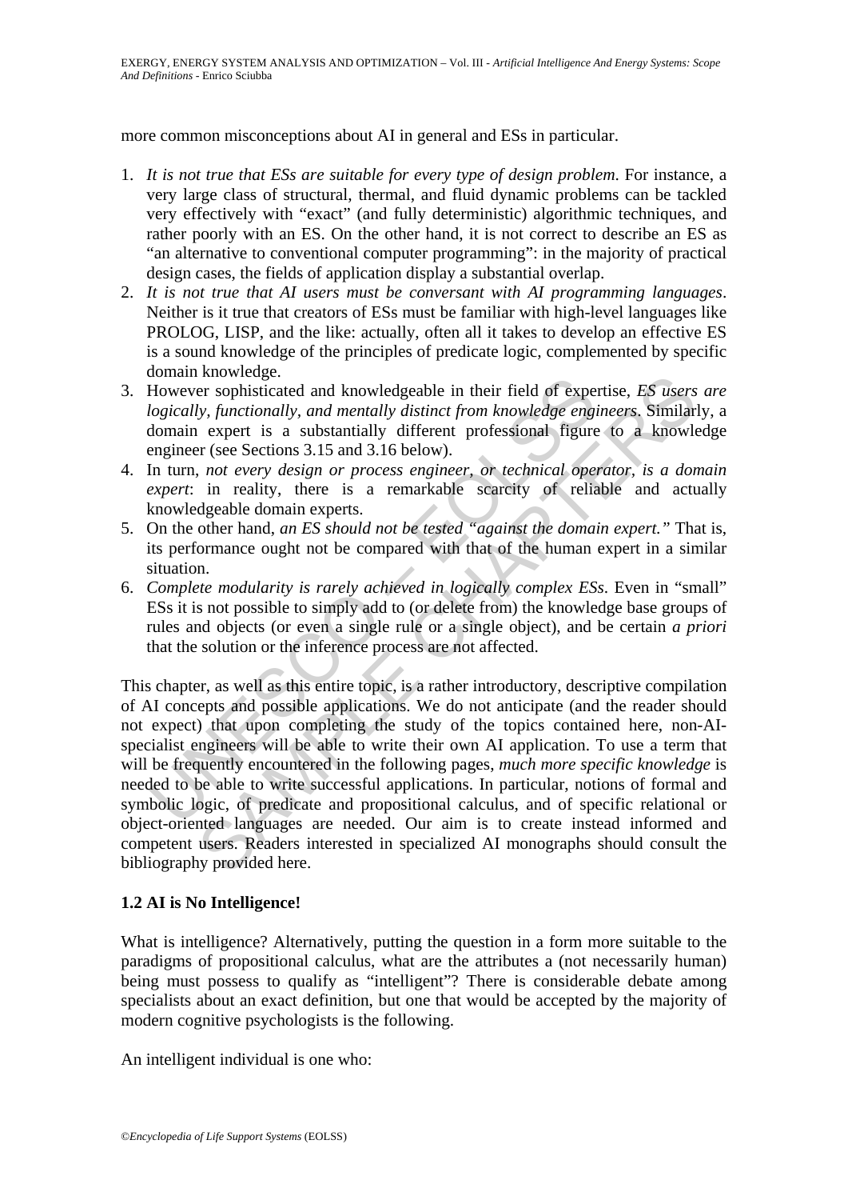more common misconceptions about AI in general and ESs in particular.

1. *It is not true that ESs are suitable for every type of design problem*. For instance, a very large class of structural, thermal, and fluid dynamic problems can be tackled very effectively with "exact" (and fully deterministic) algorithmic techniques, and rather poorly with an ES. On the other hand, it is not correct to describe an ES as "an alternative to conventional computer programming": in the majority of practical design cases, the fields of application display a substantial overlap.
2. *It is not true that AI users must be conversant with AI programming languages*. Neither is it true that creators of ESs must be familiar with high-level languages like PROLOG, LISP, and the like: actually, often all it takes to develop an effective ES is a sound knowledge of the principles of predicate logic, complemented by specific domain knowledge.
3. However sophisticated and knowledgeable in their field of expertise, *ES users are logically, functionally, and mentally distinct from knowledge engineers*. Similarly, a domain expert is a substantially different professional figure to a knowledge engineer (see Sections 3.15 and 3.16 below).
4. In turn, *not every design or process engineer, or technical operator, is a domain expert*: in reality, there is a remarkable scarcity of reliable and actually knowledgeable domain experts.
5. On the other hand, *an ES should not be tested "against the domain expert."* That is, its performance ought not be compared with that of the human expert in a similar situation.
6. *Complete modularity is rarely achieved in logically complex ESs*. Even in "small" ESs it is not possible to simply add to (or delete from) the knowledge base groups of rules and objects (or even a single rule or a single object), and be certain *a priori* that the solution or the inference process are not affected.

This chapter, as well as this entire topic, is a rather introductory, descriptive compilation of AI concepts and possible applications. We do not anticipate (and the reader should not expect) that upon completing the study of the topics contained here, non-AI-specialist engineers will be able to write their own AI application. To use a term that will be frequently encountered in the following pages, *much more specific knowledge* is needed to be able to write successful applications. In particular, notions of formal and symbolic logic, of predicate and propositional calculus, and of specific relational or object-oriented languages are needed. Our aim is to create instead informed and competent users. Readers interested in specialized AI monographs should consult the bibliography provided here.

### 1.2 AI is No Intelligence!

What is intelligence? Alternatively, putting the question in a form more suitable to the paradigms of propositional calculus, what are the attributes a (not necessarily human) being must possess to qualify as "intelligent"? There is considerable debate among specialists about an exact definition, but one that would be accepted by the majority of modern cognitive psychologists is the following.

An intelligent individual is one who: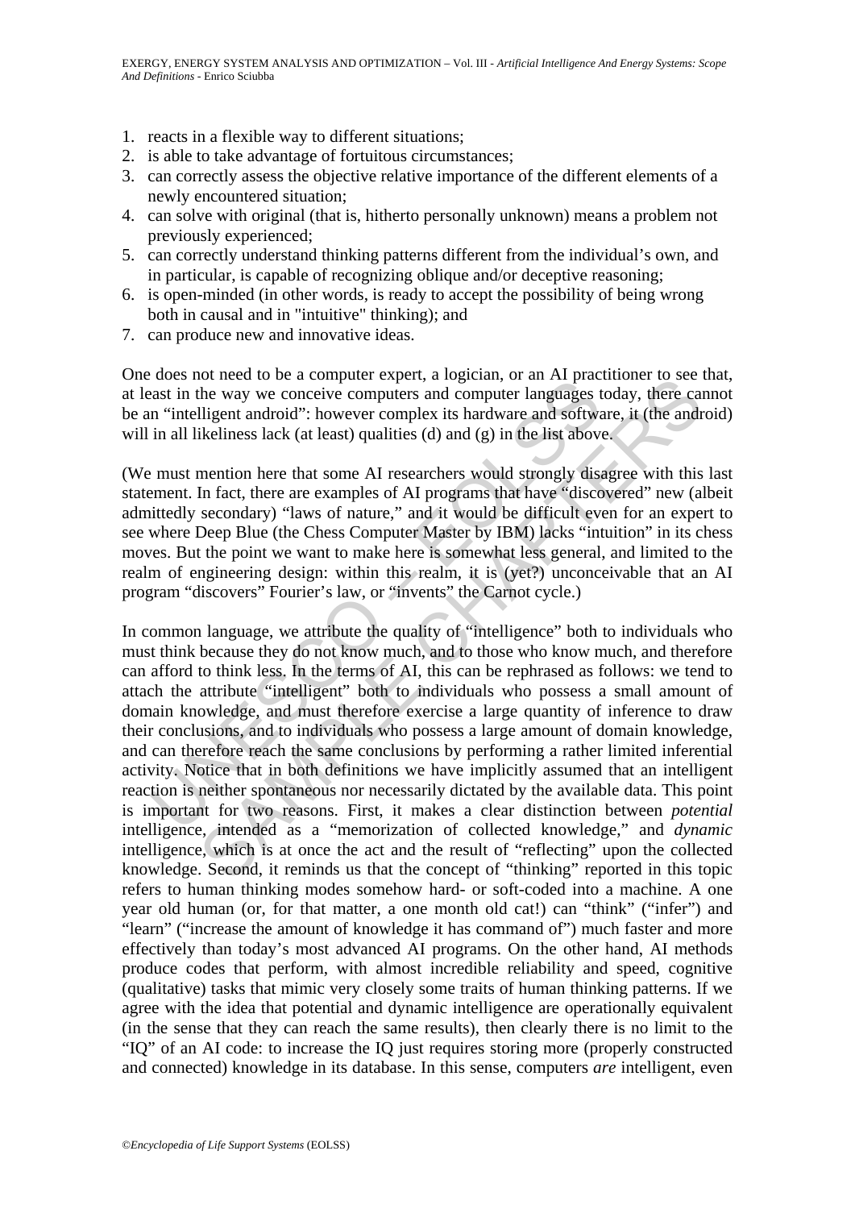1. reacts in a flexible way to different situations;
2. is able to take advantage of fortuitous circumstances;
3. can correctly assess the objective relative importance of the different elements of a newly encountered situation;
4. can solve with original (that is, hitherto personally unknown) means a problem not previously experienced;
5. can correctly understand thinking patterns different from the individual's own, and in particular, is capable of recognizing oblique and/or deceptive reasoning;
6. is open-minded (in other words, is ready to accept the possibility of being wrong both in causal and in "intuitive" thinking); and
7. can produce new and innovative ideas.

One does not need to be a computer expert, a logician, or an AI practitioner to see that, at least in the way we conceive computers and computer languages today, there cannot be an "intelligent android": however complex its hardware and software, it (the android) will in all likeliness lack (at least) qualities (d) and (g) in the list above.

(We must mention here that some AI researchers would strongly disagree with this last statement. In fact, there are examples of AI programs that have "discovered" new (albeit admittedly secondary) "laws of nature," and it would be difficult even for an expert to see where Deep Blue (the Chess Computer Master by IBM) lacks "intuition" in its chess moves. But the point we want to make here is somewhat less general, and limited to the realm of engineering design: within this realm, it is (yet?) unconceivable that an AI program "discovers" Fourier's law, or "invents" the Carnot cycle.)

In common language, we attribute the quality of "intelligence" both to individuals who must think because they do not know much, and to those who know much, and therefore can afford to think less. In the terms of AI, this can be rephrased as follows: we tend to attach the attribute "intelligent" both to individuals who possess a small amount of domain knowledge, and must therefore exercise a large quantity of inference to draw their conclusions, and to individuals who possess a large amount of domain knowledge, and can therefore reach the same conclusions by performing a rather limited inferential activity. Notice that in both definitions we have implicitly assumed that an intelligent reaction is neither spontaneous nor necessarily dictated by the available data. This point is important for two reasons. First, it makes a clear distinction between *potential* intelligence, intended as a "memorization of collected knowledge," and *dynamic* intelligence, which is at once the act and the result of "reflecting" upon the collected knowledge. Second, it reminds us that the concept of "thinking" reported in this topic refers to human thinking modes somehow hard- or soft-coded into a machine. A one year old human (or, for that matter, a one month old cat!) can "think" ("infer") and "learn" ("increase the amount of knowledge it has command of") much faster and more effectively than today's most advanced AI programs. On the other hand, AI methods produce codes that perform, with almost incredible reliability and speed, cognitive (qualitative) tasks that mimic very closely some traits of human thinking patterns. If we agree with the idea that potential and dynamic intelligence are operationally equivalent (in the sense that they can reach the same results), then clearly there is no limit to the "IQ" of an AI code: to increase the IQ just requires storing more (properly constructed and connected) knowledge in its database. In this sense, computers *are* intelligent, even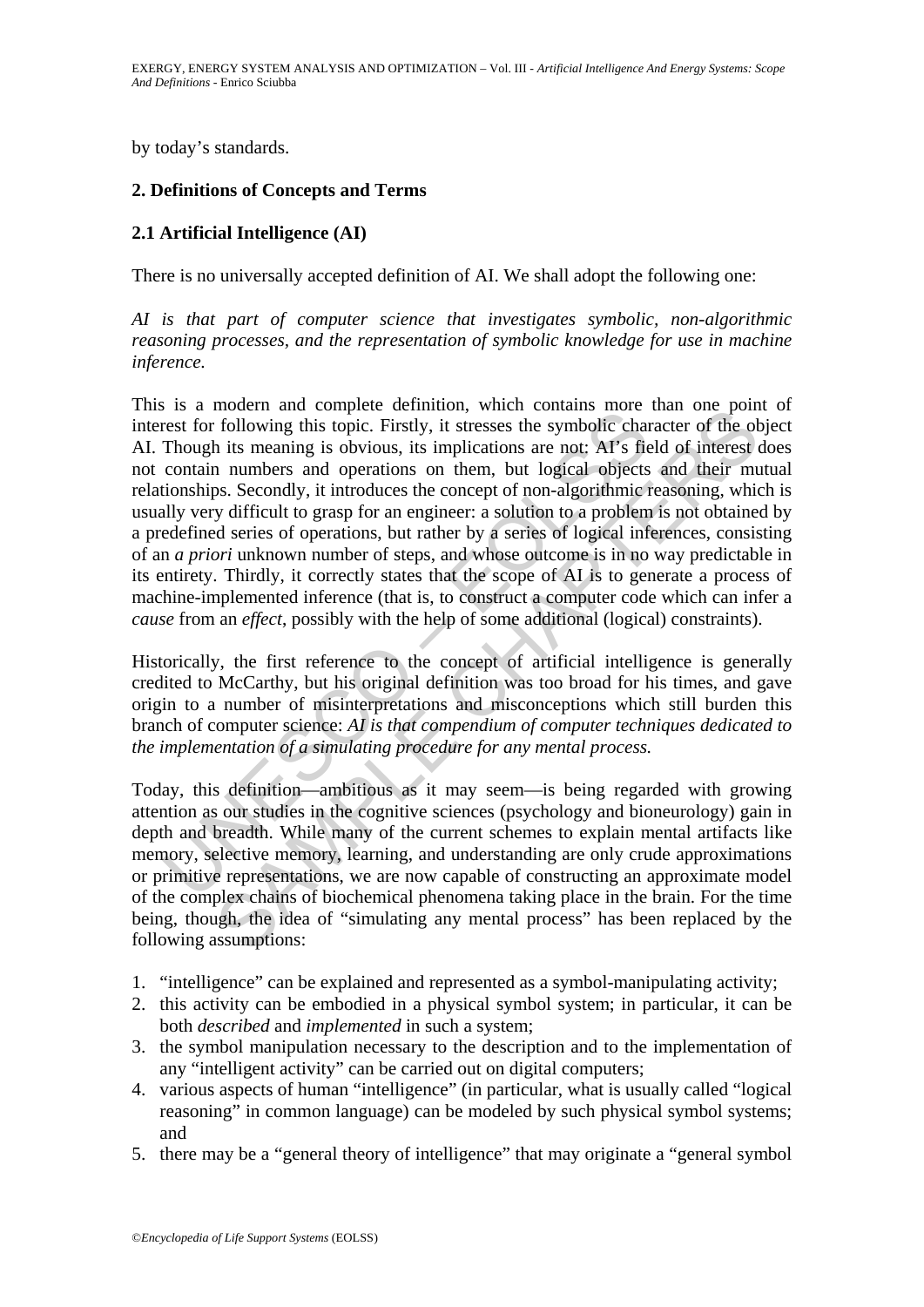by today's standards.

## 2. Definitions of Concepts and Terms

### 2.1 Artificial Intelligence (AI)

There is no universally accepted definition of AI. We shall adopt the following one:

*AI is that part of computer science that investigates symbolic, non-algorithmic reasoning processes, and the representation of symbolic knowledge for use in machine inference.*

This is a modern and complete definition, which contains more than one point of interest for following this topic. Firstly, it stresses the symbolic character of the object AI. Though its meaning is obvious, its implications are not: AI's field of interest does not contain numbers and operations on them, but logical objects and their mutual relationships. Secondly, it introduces the concept of non-algorithmic reasoning, which is usually very difficult to grasp for an engineer: a solution to a problem is not obtained by a predefined series of operations, but rather by a series of logical inferences, consisting of an *a priori* unknown number of steps, and whose outcome is in no way predictable in its entirety. Thirdly, it correctly states that the scope of AI is to generate a process of machine-implemented inference (that is, to construct a computer code which can infer a *cause* from an *effect*, possibly with the help of some additional (logical) constraints).

Historically, the first reference to the concept of artificial intelligence is generally credited to McCarthy, but his original definition was too broad for his times, and gave origin to a number of misinterpretations and misconceptions which still burden this branch of computer science: *AI is that compendium of computer techniques dedicated to the implementation of a simulating procedure for any mental process.*

Today, this definition—ambitious as it may seem—is being regarded with growing attention as our studies in the cognitive sciences (psychology and bioneurology) gain in depth and breadth. While many of the current schemes to explain mental artifacts like memory, selective memory, learning, and understanding are only crude approximations or primitive representations, we are now capable of constructing an approximate model of the complex chains of biochemical phenomena taking place in the brain. For the time being, though, the idea of "simulating any mental process" has been replaced by the following assumptions:

1. "intelligence" can be explained and represented as a symbol-manipulating activity;
2. this activity can be embodied in a physical symbol system; in particular, it can be both *described* and *implemented* in such a system;
3. the symbol manipulation necessary to the description and to the implementation of any "intelligent activity" can be carried out on digital computers;
4. various aspects of human "intelligence" (in particular, what is usually called "logical reasoning" in common language) can be modeled by such physical symbol systems; and
5. there may be a "general theory of intelligence" that may originate a "general symbol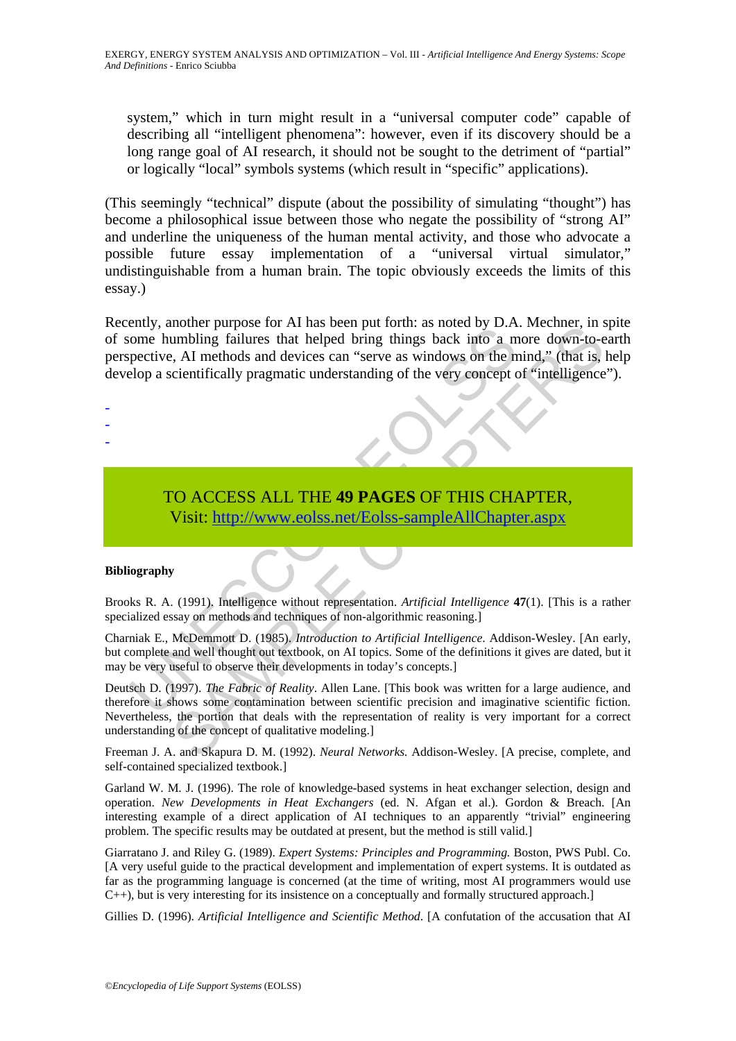system," which in turn might result in a "universal computer code" capable of describing all "intelligent phenomena": however, even if its discovery should be a long range goal of AI research, it should not be sought to the detriment of "partial" or logically "local" symbols systems (which result in "specific" applications).

(This seemingly "technical" dispute (about the possibility of simulating "thought") has become a philosophical issue between those who negate the possibility of "strong AI" and underline the uniqueness of the human mental activity, and those who advocate a possible future essay implementation of a "universal virtual simulator," undistinguishable from a human brain. The topic obviously exceeds the limits of this essay.)

Recently, another purpose for AI has been put forth: as noted by D.A. Mechner, in spite of some humbling failures that helped bring things back into a more down-to-earth perspective, AI methods and devices can "serve as windows on the mind," (that is, help develop a scientifically pragmatic understanding of the very concept of "intelligence").

-
-
-

TO ACCESS ALL THE **49 PAGES** OF THIS CHAPTER,
Visit: [http://www.eolss.net/Eolss-sampleAllChapter.aspx](http://www.eolss.net/Eolss-sampleAllChapter.aspx)

**Bibliography**

Brooks R. A. (1991). Intelligence without representation. *Artificial Intelligence* **47**(1). [This is a rather specialized essay on methods and techniques of non-algorithmic reasoning.]

Charniak E., McDemmott D. (1985). *Introduction to Artificial Intelligence*. Addison-Wesley. [An early, but complete and well thought out textbook, on AI topics. Some of the definitions it gives are dated, but it may be very useful to observe their developments in today's concepts.]

Deutsch D. (1997). *The Fabric of Reality*. Allen Lane. [This book was written for a large audience, and therefore it shows some contamination between scientific precision and imaginative scientific fiction. Nevertheless, the portion that deals with the representation of reality is very important for a correct understanding of the concept of qualitative modeling.]

Freeman J. A. and Skapura D. M. (1992). *Neural Networks.* Addison-Wesley. [A precise, complete, and self-contained specialized textbook.]

Garland W. M. J. (1996). The role of knowledge-based systems in heat exchanger selection, design and operation. *New Developments in Heat Exchangers* (ed. N. Afgan et al.). Gordon & Breach. [An interesting example of a direct application of AI techniques to an apparently "trivial" engineering problem. The specific results may be outdated at present, but the method is still valid.]

Giarratano J. and Riley G. (1989). *Expert Systems: Principles and Programming.* Boston, PWS Publ. Co. [A very useful guide to the practical development and implementation of expert systems. It is outdated as far as the programming language is concerned (at the time of writing, most AI programmers would use C++), but is very interesting for its insistence on a conceptually and formally structured approach.]

Gillies D. (1996). *Artificial Intelligence and Scientific Method*. [A confutation of the accusation that AI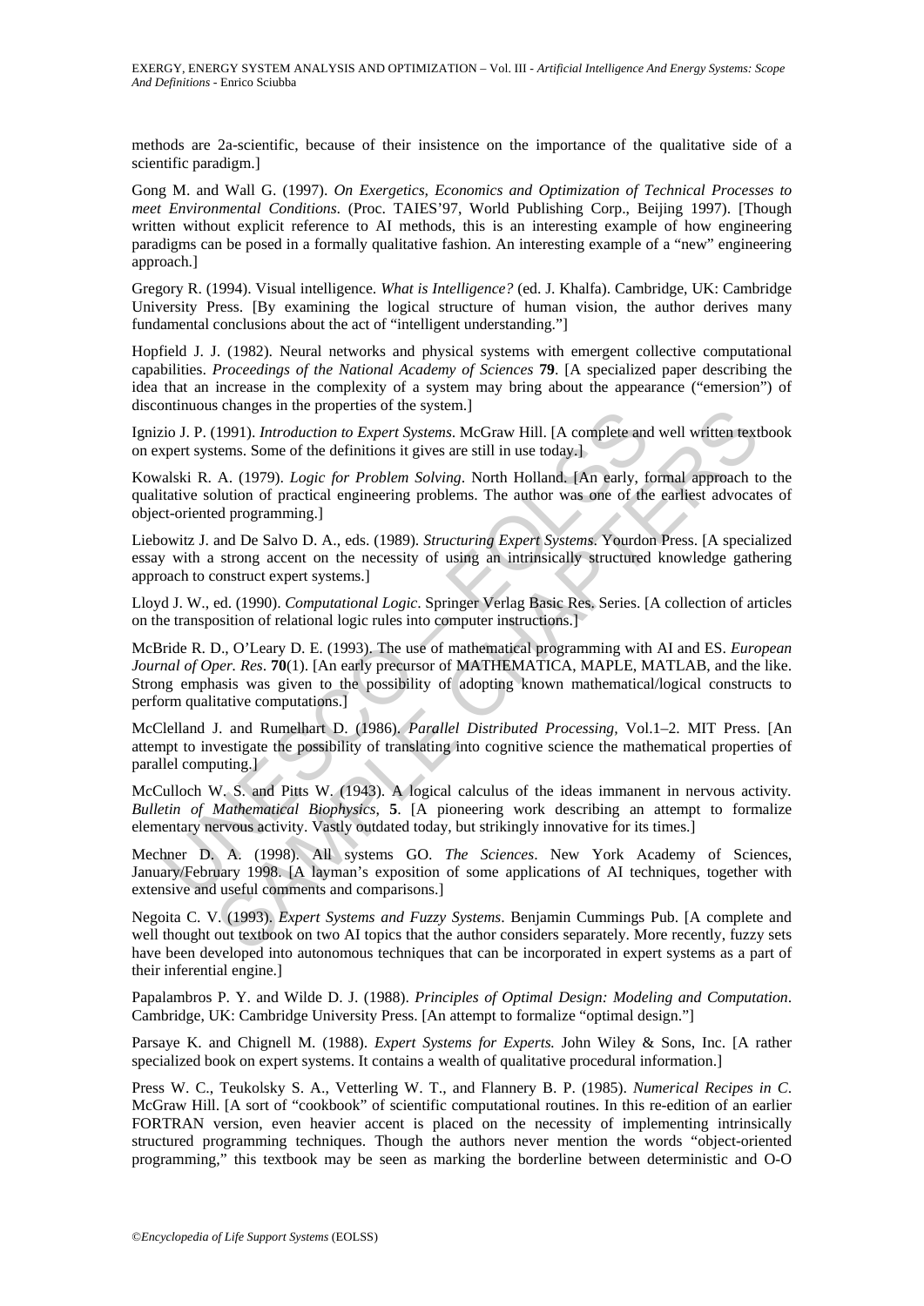methods are 2a-scientific, because of their insistence on the importance of the qualitative side of a scientific paradigm.]

Gong M. and Wall G. (1997). *On Exergetics, Economics and Optimization of Technical Processes to meet Environmental Conditions*. (Proc. TAIES'97, World Publishing Corp., Beijing 1997). [Though written without explicit reference to AI methods, this is an interesting example of how engineering paradigms can be posed in a formally qualitative fashion. An interesting example of a "new" engineering approach.]

Gregory R. (1994). Visual intelligence. *What is Intelligence?* (ed. J. Khalfa). Cambridge, UK: Cambridge University Press. [By examining the logical structure of human vision, the author derives many fundamental conclusions about the act of "intelligent understanding."]

Hopfield J. J. (1982). Neural networks and physical systems with emergent collective computational capabilities. *Proceedings of the National Academy of Sciences* **79**. [A specialized paper describing the idea that an increase in the complexity of a system may bring about the appearance ("emersion") of discontinuous changes in the properties of the system.]

Ignizio J. P. (1991). *Introduction to Expert Systems*. McGraw Hill. [A complete and well written textbook on expert systems. Some of the definitions it gives are still in use today.]

Kowalski R. A. (1979). *Logic for Problem Solving*. North Holland. [An early, formal approach to the qualitative solution of practical engineering problems. The author was one of the earliest advocates of object-oriented programming.]

Liebowitz J. and De Salvo D. A., eds. (1989). *Structuring Expert Systems*. Yourdon Press. [A specialized essay with a strong accent on the necessity of using an intrinsically structured knowledge gathering approach to construct expert systems.]

Lloyd J. W., ed. (1990). *Computational Logic*. Springer Verlag Basic Res. Series. [A collection of articles on the transposition of relational logic rules into computer instructions.]

McBride R. D., O'Leary D. E. (1993). The use of mathematical programming with AI and ES. *European Journal of Oper. Res*. **70**(1). [An early precursor of MATHEMATICA, MAPLE, MATLAB, and the like. Strong emphasis was given to the possibility of adopting known mathematical/logical constructs to perform qualitative computations.]

McClelland J. and Rumelhart D. (1986). *Parallel Distributed Processing*, Vol.1–2. MIT Press. [An attempt to investigate the possibility of translating into cognitive science the mathematical properties of parallel computing.]

McCulloch W. S. and Pitts W. (1943). A logical calculus of the ideas immanent in nervous activity. *Bulletin of Mathematical Biophysics*, **5**. [A pioneering work describing an attempt to formalize elementary nervous activity. Vastly outdated today, but strikingly innovative for its times.]

Mechner D. A. (1998). All systems GO. *The Sciences*. New York Academy of Sciences, January/February 1998. [A layman's exposition of some applications of AI techniques, together with extensive and useful comments and comparisons.]

Negoita C. V. (1993). *Expert Systems and Fuzzy Systems*. Benjamin Cummings Pub. [A complete and well thought out textbook on two AI topics that the author considers separately. More recently, fuzzy sets have been developed into autonomous techniques that can be incorporated in expert systems as a part of their inferential engine.]

Papalambros P. Y. and Wilde D. J. (1988). *Principles of Optimal Design: Modeling and Computation*. Cambridge, UK: Cambridge University Press. [An attempt to formalize "optimal design."]

Parsaye K. and Chignell M. (1988). *Expert Systems for Experts.* John Wiley & Sons, Inc. [A rather specialized book on expert systems. It contains a wealth of qualitative procedural information.]

Press W. C., Teukolsky S. A., Vetterling W. T., and Flannery B. P. (1985). *Numerical Recipes in C*. McGraw Hill. [A sort of "cookbook" of scientific computational routines. In this re-edition of an earlier FORTRAN version, even heavier accent is placed on the necessity of implementing intrinsically structured programming techniques. Though the authors never mention the words "object-oriented programming," this textbook may be seen as marking the borderline between deterministic and O-O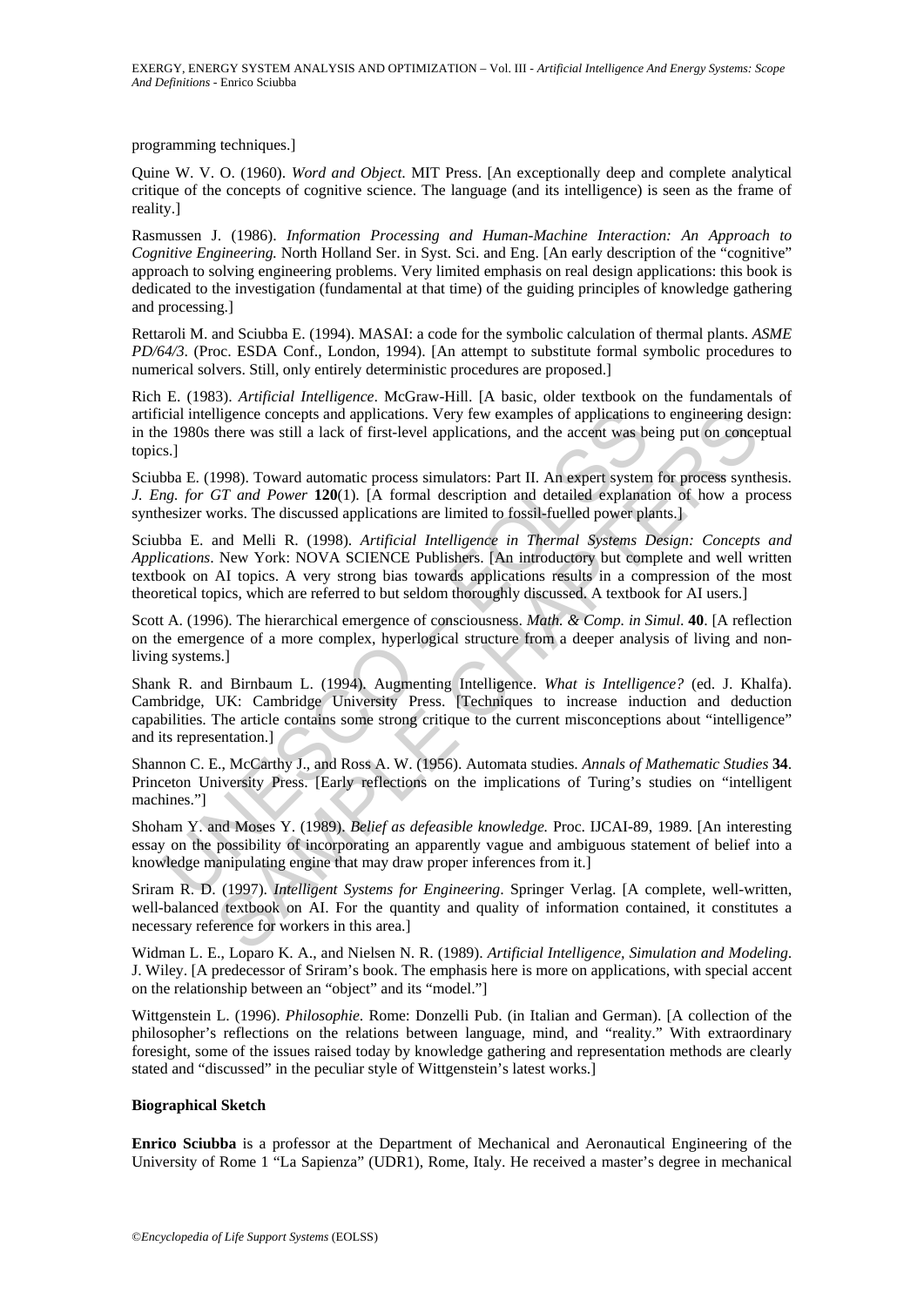programming techniques.]

Quine W. V. O. (1960). *Word and Object.* MIT Press. [An exceptionally deep and complete analytical critique of the concepts of cognitive science. The language (and its intelligence) is seen as the frame of reality.]

Rasmussen J. (1986). *Information Processing and Human-Machine Interaction: An Approach to Cognitive Engineering.* North Holland Ser. in Syst. Sci. and Eng. [An early description of the "cognitive" approach to solving engineering problems. Very limited emphasis on real design applications: this book is dedicated to the investigation (fundamental at that time) of the guiding principles of knowledge gathering and processing.]

Rettaroli M. and Sciubba E. (1994). MASAI: a code for the symbolic calculation of thermal plants. *ASME PD/64/3*. (Proc. ESDA Conf., London, 1994). [An attempt to substitute formal symbolic procedures to numerical solvers. Still, only entirely deterministic procedures are proposed.]

Rich E. (1983). *Artificial Intelligence*. McGraw-Hill. [A basic, older textbook on the fundamentals of artificial intelligence concepts and applications. Very few examples of applications to engineering design: in the 1980s there was still a lack of first-level applications, and the accent was being put on conceptual topics.]

Sciubba E. (1998). Toward automatic process simulators: Part II. An expert system for process synthesis. *J. Eng. for GT and Power* **120**(1). [A formal description and detailed explanation of how a process synthesizer works. The discussed applications are limited to fossil-fuelled power plants.]

Sciubba E. and Melli R. (1998). *Artificial Intelligence in Thermal Systems Design: Concepts and Applications*. New York: NOVA SCIENCE Publishers. [An introductory but complete and well written textbook on AI topics. A very strong bias towards applications results in a compression of the most theoretical topics, which are referred to but seldom thoroughly discussed. A textbook for AI users.]

Scott A. (1996). The hierarchical emergence of consciousness. *Math. & Comp. in Simul.* **40**. [A reflection on the emergence of a more complex, hyperlogical structure from a deeper analysis of living and non-living systems.]

Shank R. and Birnbaum L. (1994). Augmenting Intelligence. *What is Intelligence?* (ed. J. Khalfa). Cambridge, UK: Cambridge University Press. [Techniques to increase induction and deduction capabilities. The article contains some strong critique to the current misconceptions about "intelligence" and its representation.]

Shannon C. E., McCarthy J., and Ross A. W. (1956). Automata studies. *Annals of Mathematic Studies* **34**. Princeton University Press. [Early reflections on the implications of Turing's studies on "intelligent machines."]

Shoham Y. and Moses Y. (1989). *Belief as defeasible knowledge.* Proc. IJCAI-89, 1989. [An interesting essay on the possibility of incorporating an apparently vague and ambiguous statement of belief into a knowledge manipulating engine that may draw proper inferences from it.]

Sriram R. D. (1997). *Intelligent Systems for Engineering*. Springer Verlag. [A complete, well-written, well-balanced textbook on AI. For the quantity and quality of information contained, it constitutes a necessary reference for workers in this area.]

Widman L. E., Loparo K. A., and Nielsen N. R. (1989). *Artificial Intelligence, Simulation and Modeling.* J. Wiley. [A predecessor of Sriram's book. The emphasis here is more on applications, with special accent on the relationship between an "object" and its "model."]

Wittgenstein L. (1996). *Philosophie*. Rome: Donzelli Pub. (in Italian and German). [A collection of the philosopher's reflections on the relations between language, mind, and "reality." With extraordinary foresight, some of the issues raised today by knowledge gathering and representation methods are clearly stated and "discussed" in the peculiar style of Wittgenstein's latest works.]

**Biographical Sketch**

**Enrico Sciubba** is a professor at the Department of Mechanical and Aeronautical Engineering of the University of Rome 1 "La Sapienza" (UDR1), Rome, Italy. He received a master's degree in mechanical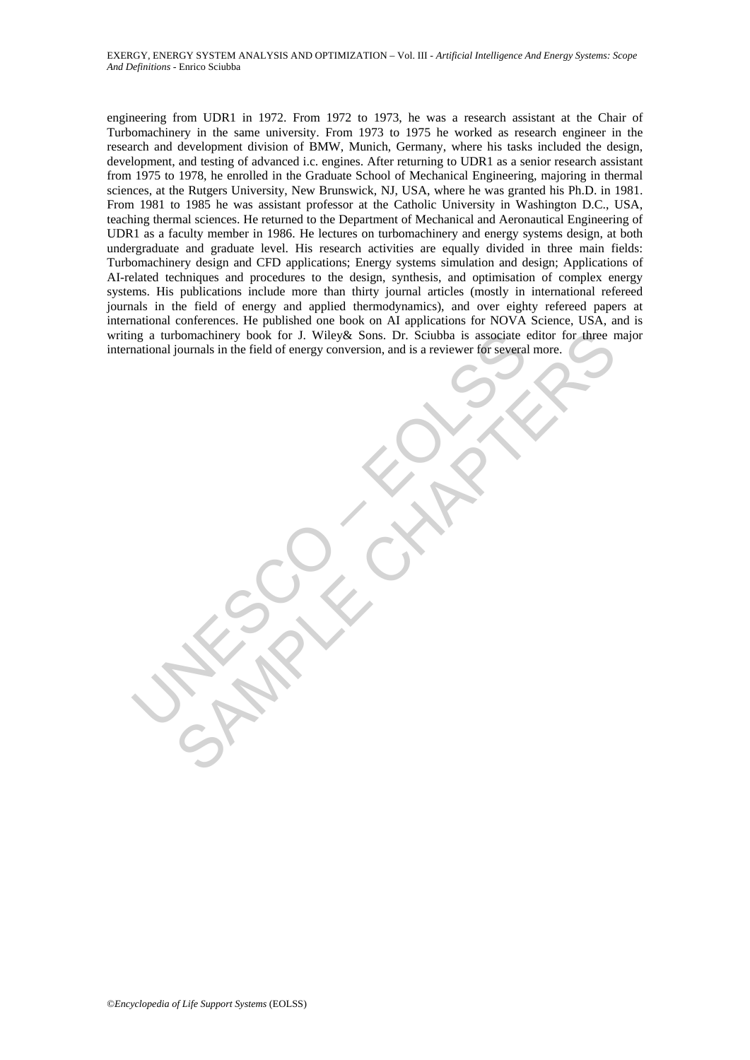engineering from UDR1 in 1972. From 1972 to 1973, he was a research assistant at the Chair of Turbomachinery in the same university. From 1973 to 1975 he worked as research engineer in the research and development division of BMW, Munich, Germany, where his tasks included the design, development, and testing of advanced i.c. engines. After returning to UDR1 as a senior research assistant from 1975 to 1978, he enrolled in the Graduate School of Mechanical Engineering, majoring in thermal sciences, at the Rutgers University, New Brunswick, NJ, USA, where he was granted his Ph.D. in 1981. From 1981 to 1985 he was assistant professor at the Catholic University in Washington D.C., USA, teaching thermal sciences. He returned to the Department of Mechanical and Aeronautical Engineering of UDR1 as a faculty member in 1986. He lectures on turbomachinery and energy systems design, at both undergraduate and graduate level. His research activities are equally divided in three main fields: Turbomachinery design and CFD applications; Energy systems simulation and design; Applications of AI-related techniques and procedures to the design, synthesis, and optimisation of complex energy systems. His publications include more than thirty journal articles (mostly in international refereed journals in the field of energy and applied thermodynamics), and over eighty refereed papers at international conferences. He published one book on AI applications for NOVA Science, USA, and is writing a turbomachinery book for J. Wiley& Sons. Dr. Sciubba is associate editor for three major international journals in the field of energy conversion, and is a reviewer for several more.